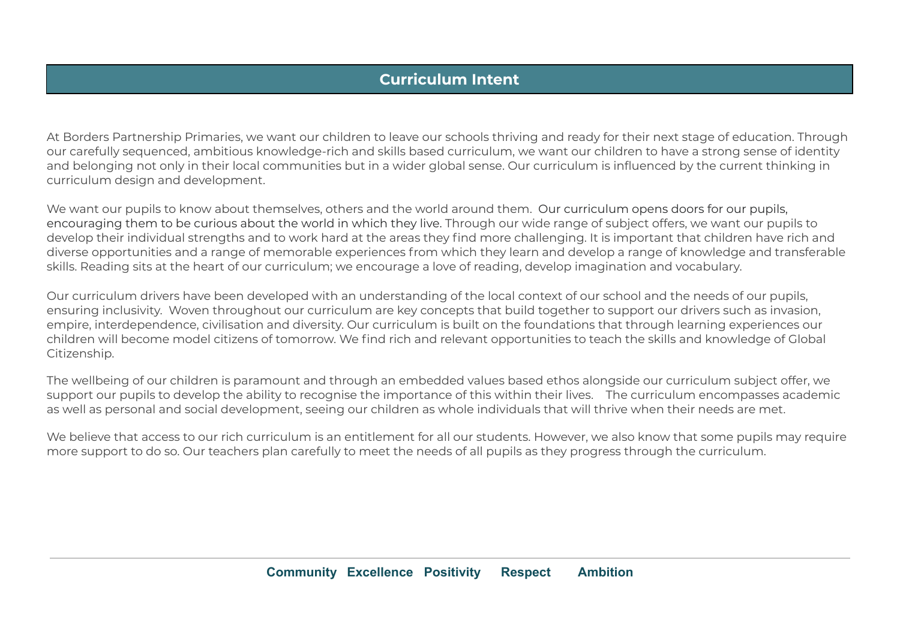# Curriculum Intent

At Borders Partnership Primaries, we want our children to leave our schools thriving and ready for their next stage of education. Through our carefully sequenced, ambitious knowledge-rich and skills based curriculum, we want our children to have a strong sense of identity and belonging not only in their local communities but in a wider global sense. Our curriculum is influenced by the current thinking in curriculum design and development.

We want our pupils to know about themselves, others and the world around them. Our curriculum opens doors for our pupils, encouraging them to be curious about the world in which they live. Through our wide range of subject offers, we want our pupils to develop their individual strengths and to work hard at the areas they find more challenging. It is important that children have rich and diverse opportunities and a range of memorable experiences from which they learn and develop a range of knowledge and transferable skills. Reading sits at the heart of our curriculum; we encourage a love of reading, develop imagination and vocabulary.

Our curriculum drivers have been developed with an understanding of the local context of our school and the needs of our pupils, ensuring inclusivity. Woven throughout our curriculum are key concepts that build together to support our drivers such as invasion, empire, interdependence, civilisation and diversity. Our curriculum is built on the foundations that through learning experiences our children will become model citizens of tomorrow. We find rich and relevant opportunities to teach the skills and knowledge of Global Citizenship.

The wellbeing of our children is paramount and through an embedded values based ethos alongside our curriculum subject offer, we support our pupils to develop the ability to recognise the importance of this within their lives. The curriculum encompasses academic as well as personal and social development, seeing our children as whole individuals that will thrive when their needs are met.

We believe that access to our rich curriculum is an entitlement for all our students. However, we also know that some pupils may require more support to do so. Our teachers plan carefully to meet the needs of all pupils as they progress through the curriculum.

**Community Excellence Positivity Respect Ambition**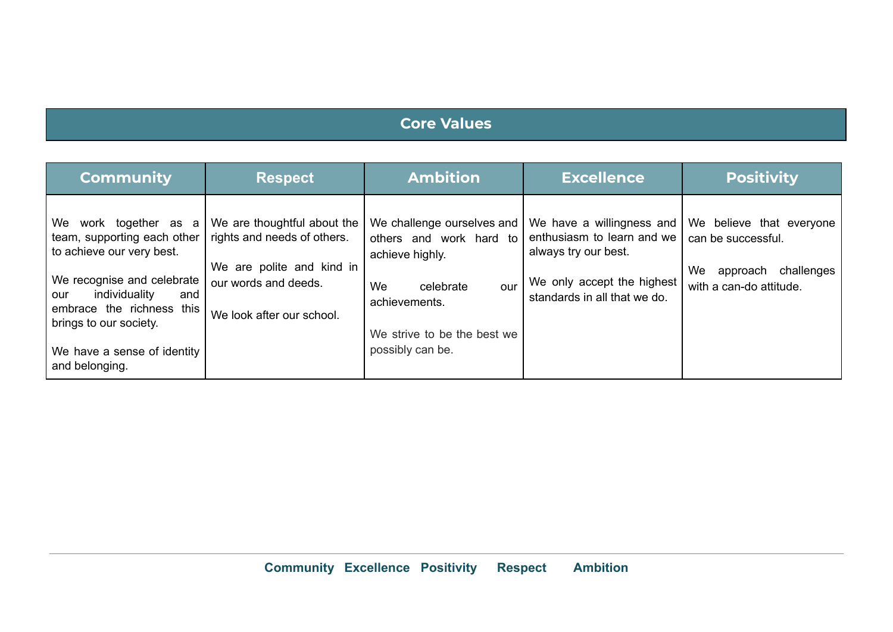## Core Values

| Community | Respect | Ambition | Excellence | Positivity |
|---|---|---|---|---|
| We work together as a team, supporting each other to achieve our very best.<br><br>We recognise and celebrate our individuality and embrace the richness this brings to our society.<br><br>We have a sense of identity and belonging. | We are thoughtful about the rights and needs of others.<br><br>We are polite and kind in our words and deeds.<br><br>We look after our school. | We challenge ourselves and others and work hard to achieve highly.<br><br>We celebrate our achievements.<br><br>We strive to be the best we possibly can be. | We have a willingness and enthusiasm to learn and we always try our best.<br><br>We only accept the highest standards in all that we do. | We believe that everyone can be successful.<br><br>We approach challenges with a can-do attitude. |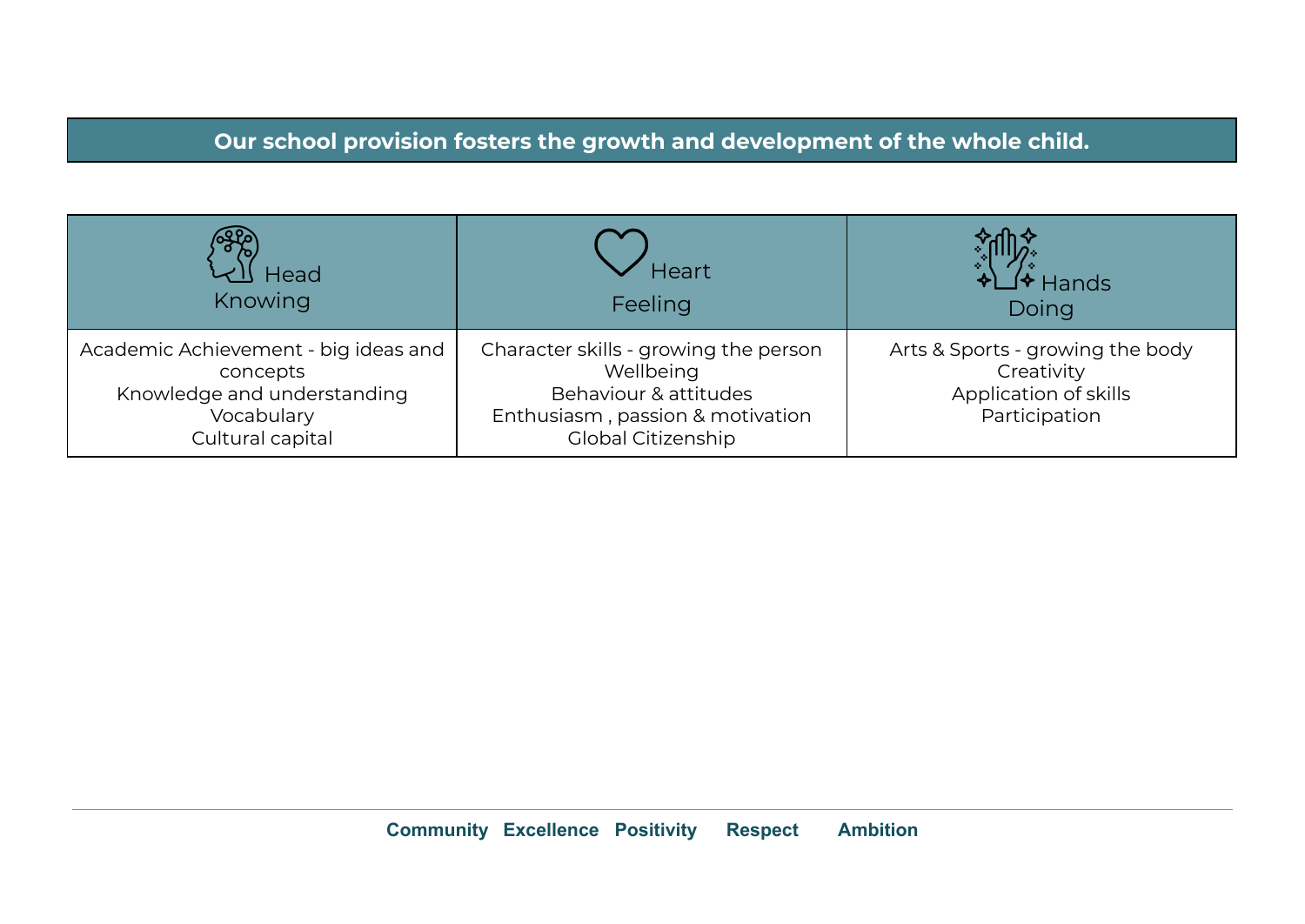**Our school provision fosters the growth and development of the whole child.**

| Head<br>Knowing | Heart<br>Feeling | Hands<br>Doing |
|---|---|---|
| Academic Achievement - big ideas and concepts<br>Knowledge and understanding<br>Vocabulary<br>Cultural capital | Character skills - growing the person<br>Wellbeing<br>Behaviour & attitudes<br>Enthusiasm , passion & motivation<br>Global Citizenship | Arts & Sports - growing the body<br>Creativity<br>Application of skills<br>Participation |

**Community   Excellence   Positivity   Respect   Ambition**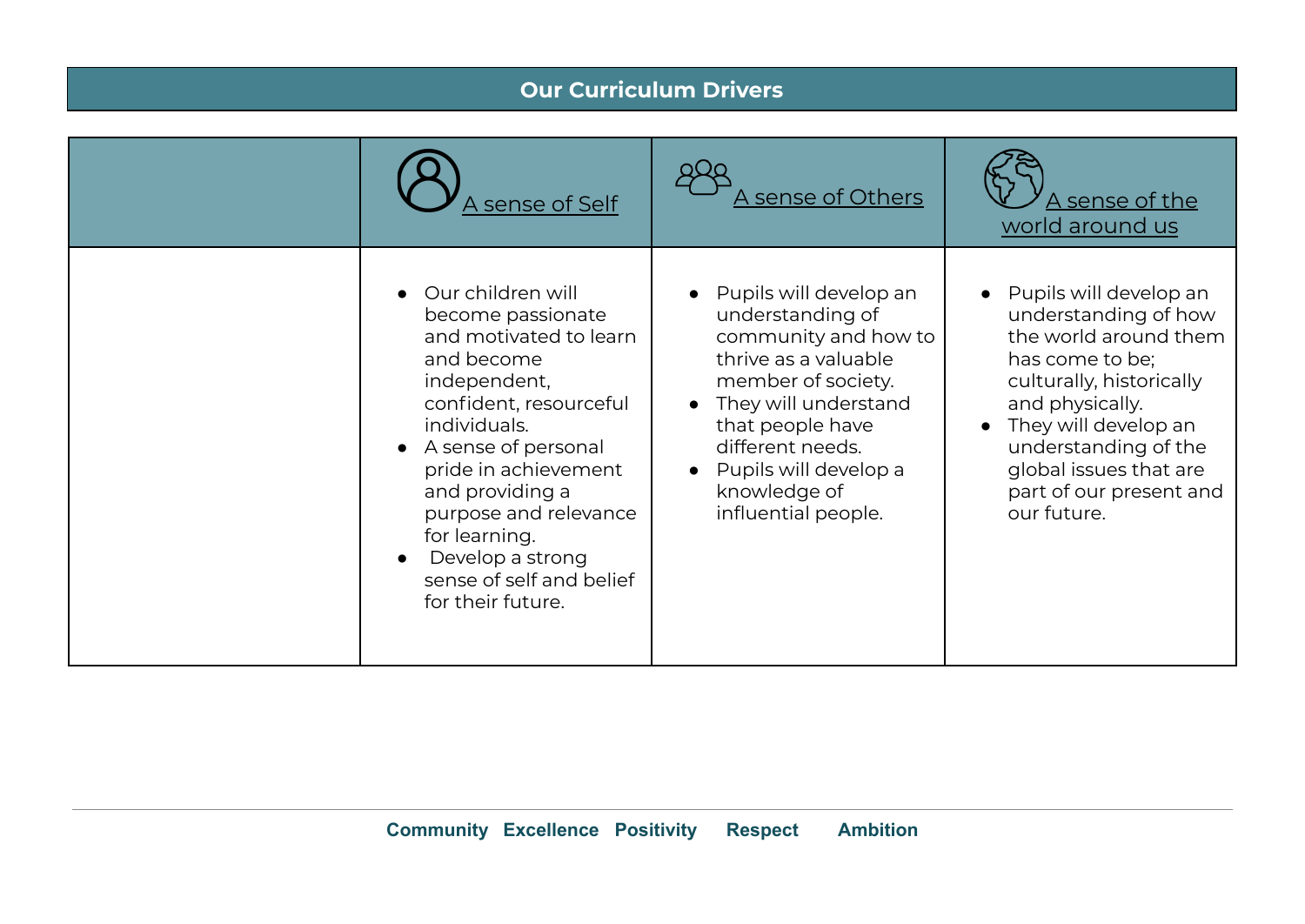## Our Curriculum Drivers

| | A sense of Self | A sense of Others | A sense of the world around us |
|---|---|---|---|
| | • Our children will become passionate and motivated to learn and become independent, confident, resourceful individuals.<br>• A sense of personal pride in achievement and providing a purpose and relevance for learning.<br>• Develop a strong sense of self and belief for their future. | • Pupils will develop an understanding of community and how to thrive as a valuable member of society.<br>• They will understand that people have different needs.<br>• Pupils will develop a knowledge of influential people. | • Pupils will develop an understanding of how the world around them has come to be; culturally, historically and physically.<br>• They will develop an understanding of the global issues that are part of our present and our future. |

**Community Excellence Positivity Respect Ambition**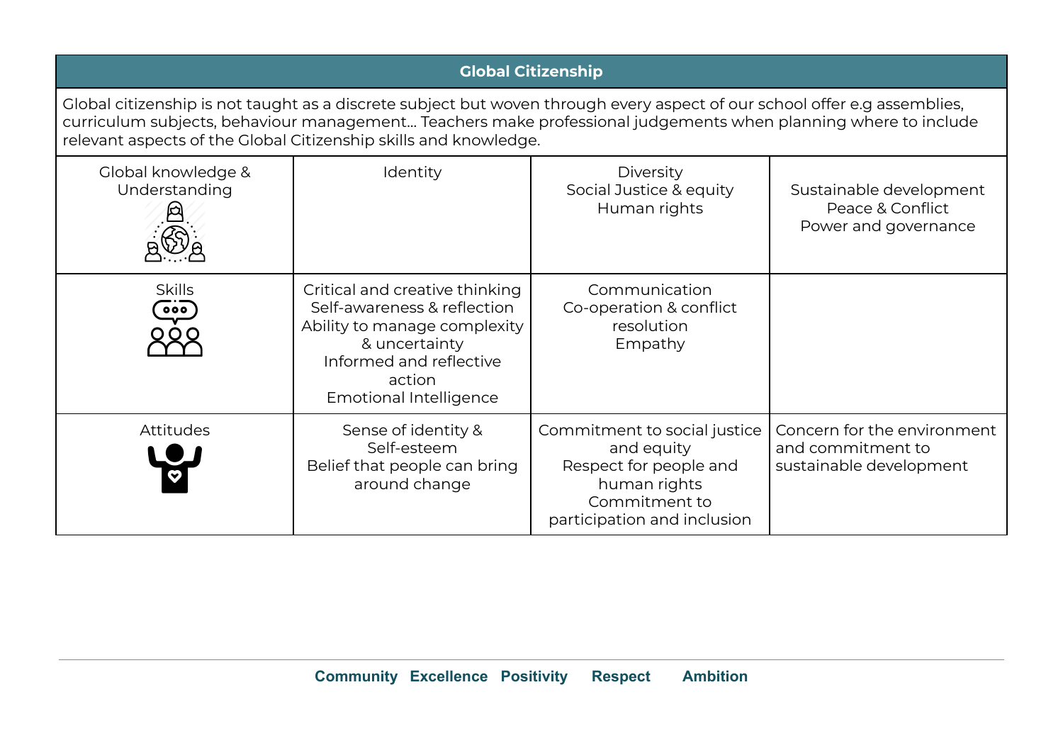| Global Citizenship | | | |
|---|---|---|---|
| Global citizenship is not taught as a discrete subject but woven through every aspect of our school offer e.g assemblies, curriculum subjects, behaviour management… Teachers make professional judgements when planning where to include relevant aspects of the Global Citizenship skills and knowledge. | | | |
| Global knowledge & Understanding | Identity | Diversity<br>Social Justice & equity<br>Human rights | Sustainable development<br>Peace & Conflict<br>Power and governance |
| Skills | Critical and creative thinking<br>Self-awareness & reflection<br>Ability to manage complexity & uncertainty<br>Informed and reflective action<br>Emotional Intelligence | Communication<br>Co-operation & conflict resolution<br>Empathy | |
| Attitudes | Sense of identity & Self-esteem<br>Belief that people can bring around change | Commitment to social justice and equity<br>Respect for people and human rights<br>Commitment to participation and inclusion | Concern for the environment and commitment to sustainable development |

**Community Excellence Positivity Respect Ambition**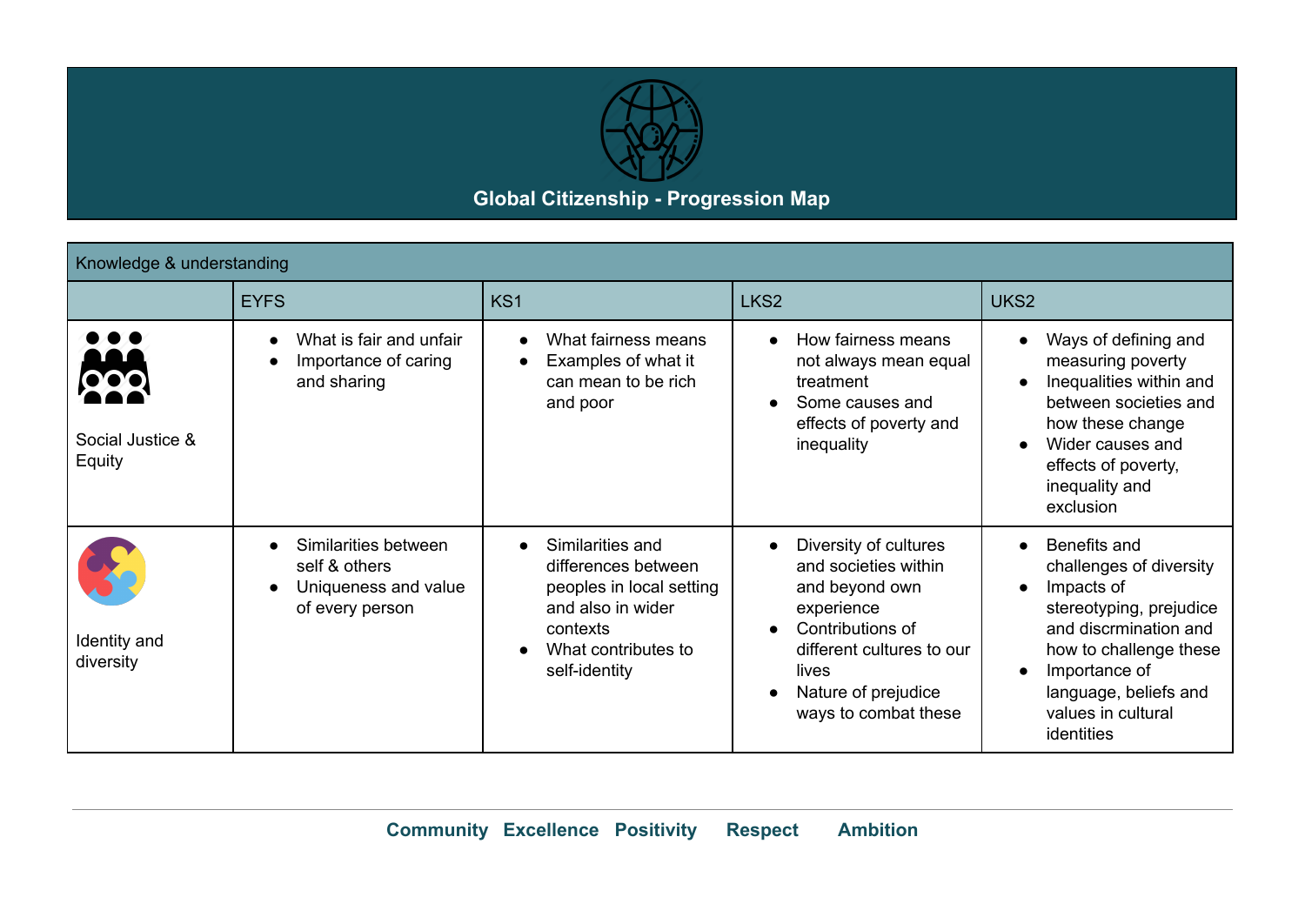# Global Citizenship - Progression Map

| Knowledge & understanding | | | | |
|---|---|---|---|---|
| | EYFS | KS1 | LKS2 | UKS2 |
| Social Justice & Equity | • What is fair and unfair<br>• Importance of caring and sharing | • What fairness means<br>• Examples of what it can mean to be rich and poor | • How fairness means not always mean equal treatment<br>• Some causes and effects of poverty and inequality | • Ways of defining and measuring poverty<br>• Inequalities within and between societies and how these change<br>• Wider causes and effects of poverty, inequality and exclusion |
| Identity and diversity | • Similarities between self & others<br>• Uniqueness and value of every person | • Similarities and differences between peoples in local setting and also in wider contexts<br>• What contributes to self-identity | • Diversity of cultures and societies within and beyond own experience<br>• Contributions of different cultures to our lives<br>• Nature of prejudice ways to combat these | • Benefits and challenges of diversity<br>• Impacts of stereotyping, prejudice and discrmination and how to challenge these<br>• Importance of language, beliefs and values in cultural identities |

**Community Excellence Positivity Respect Ambition**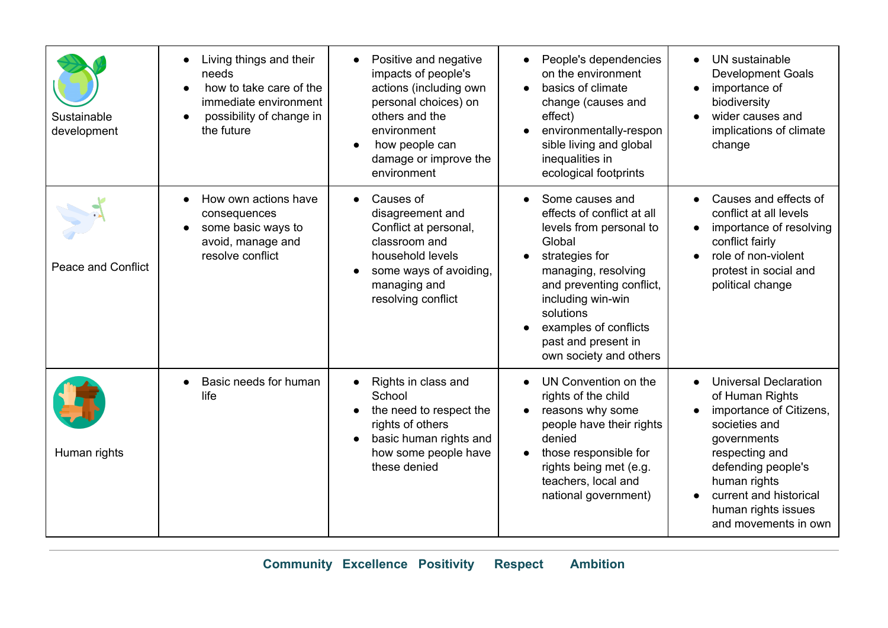| | | | | |
|---|---|---|---|---|
| Sustainable development | • Living things and their needs<br>• how to take care of the immediate environment<br>• possibility of change in the future | • Positive and negative impacts of people's actions (including own personal choices) on others and the environment<br>• how people can damage or improve the environment | • People's dependencies on the environment<br>• basics of climate change (causes and effect)<br>• environmentally-responsible living and global inequalities in ecological footprints | • UN sustainable Development Goals<br>• importance of biodiversity<br>• wider causes and implications of climate change |
| Peace and Conflict | • How own actions have consequences<br>• some basic ways to avoid, manage and resolve conflict | • Causes of disagreement and Conflict at personal, classroom and household levels<br>• some ways of avoiding, managing and resolving conflict | • Some causes and effects of conflict at all levels from personal to Global<br>• strategies for managing, resolving and preventing conflict, including win-win solutions<br>• examples of conflicts past and present in own society and others | • Causes and effects of conflict at all levels<br>• importance of resolving conflict fairly<br>• role of non-violent protest in social and political change |
| Human rights | • Basic needs for human life | • Rights in class and School<br>• the need to respect the rights of others<br>• basic human rights and how some people have these denied | • UN Convention on the rights of the child<br>• reasons why some people have their rights denied<br>• those responsible for rights being met (e.g. teachers, local and national government) | • Universal Declaration of Human Rights<br>• importance of Citizens, societies and governments respecting and defending people's human rights<br>• current and historical human rights issues and movements in own |

**Community Excellence Positivity Respect Ambition**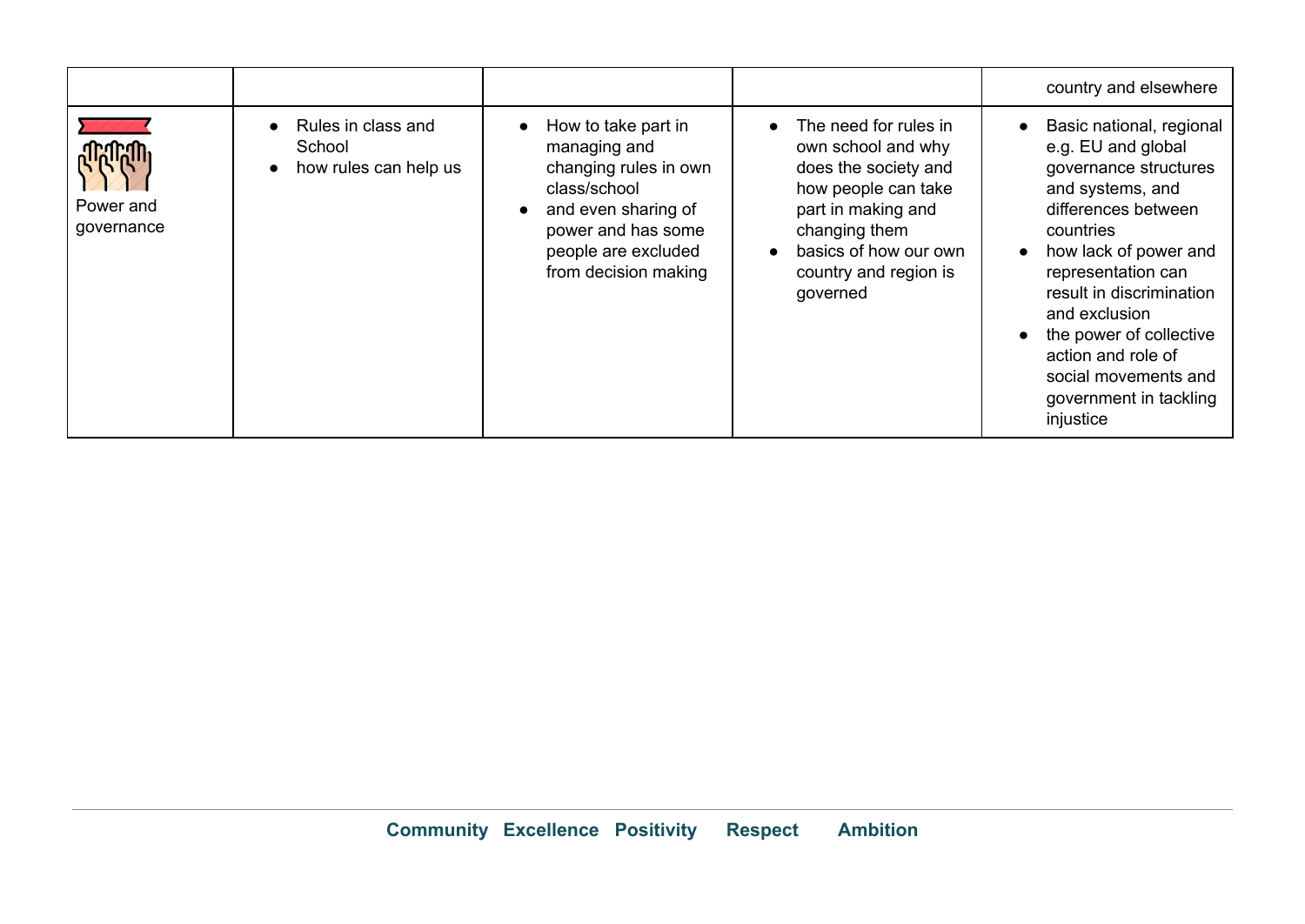| | | | | |
|---|---|---|---|---|
| | | | | country and elsewhere |
| Power and governance | • Rules in class and School<br>• how rules can help us | • How to take part in managing and changing rules in own class/school<br>• and even sharing of power and has some people are excluded from decision making | • The need for rules in own school and why does the society and how people can take part in making and changing them<br>• basics of how our own country and region is governed | • Basic national, regional e.g. EU and global governance structures and systems, and differences between countries<br>• how lack of power and representation can result in discrimination and exclusion<br>• the power of collective action and role of social movements and government in tackling injustice |

**Community Excellence Positivity Respect Ambition**